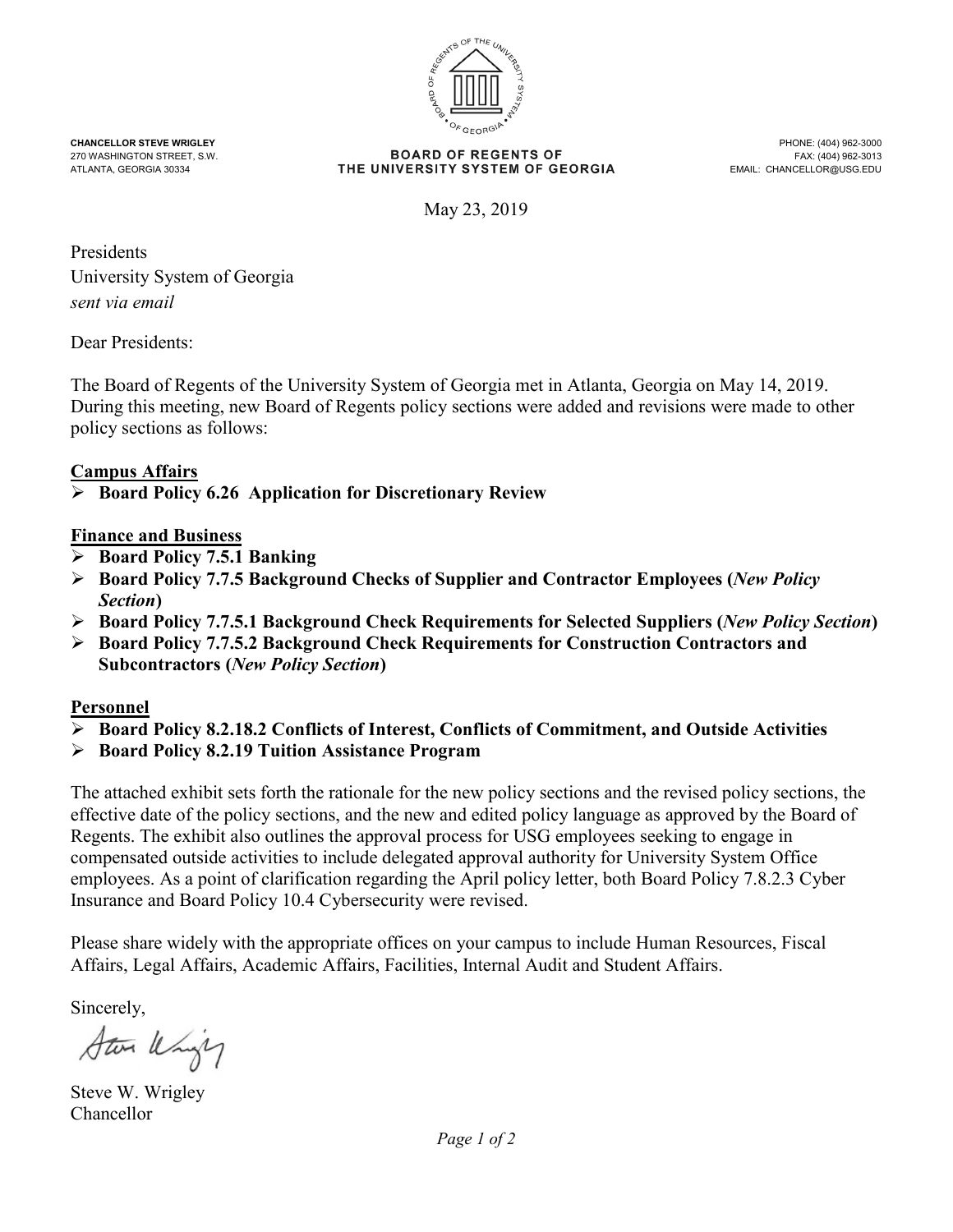CHANCELLOR STEVE WRIGLEY
270 WASHINGTON STREET, S.W.
ATLANTA, GEORGIA 30334

**BOARD OF REGENTS OF**
**THE UNIVERSITY SYSTEM OF GEORGIA**

PHONE: (404) 962-3000
FAX: (404) 962-3013
EMAIL: CHANCELLOR@USG.EDU

May 23, 2019

Presidents
University System of Georgia
*sent via email*

Dear Presidents:

The Board of Regents of the University System of Georgia met in Atlanta, Georgia on May 14, 2019. During this meeting, new Board of Regents policy sections were added and revisions were made to other policy sections as follows:

**Campus Affairs**

- **Board Policy 6.26 Application for Discretionary Review**

**Finance and Business**

- **Board Policy 7.5.1 Banking**
- **Board Policy 7.7.5 Background Checks of Supplier and Contractor Employees (*New Policy Section*)**
- **Board Policy 7.7.5.1 Background Check Requirements for Selected Suppliers (*New Policy Section*)**
- **Board Policy 7.7.5.2 Background Check Requirements for Construction Contractors and Subcontractors (*New Policy Section*)**

**Personnel**

- **Board Policy 8.2.18.2 Conflicts of Interest, Conflicts of Commitment, and Outside Activities**
- **Board Policy 8.2.19 Tuition Assistance Program**

The attached exhibit sets forth the rationale for the new policy sections and the revised policy sections, the effective date of the policy sections, and the new and edited policy language as approved by the Board of Regents. The exhibit also outlines the approval process for USG employees seeking to engage in compensated outside activities to include delegated approval authority for University System Office employees. As a point of clarification regarding the April policy letter, both Board Policy 7.8.2.3 Cyber Insurance and Board Policy 10.4 Cybersecurity were revised.

Please share widely with the appropriate offices on your campus to include Human Resources, Fiscal Affairs, Legal Affairs, Academic Affairs, Facilities, Internal Audit and Student Affairs.

Sincerely,

Steve W. Wrigley
Chancellor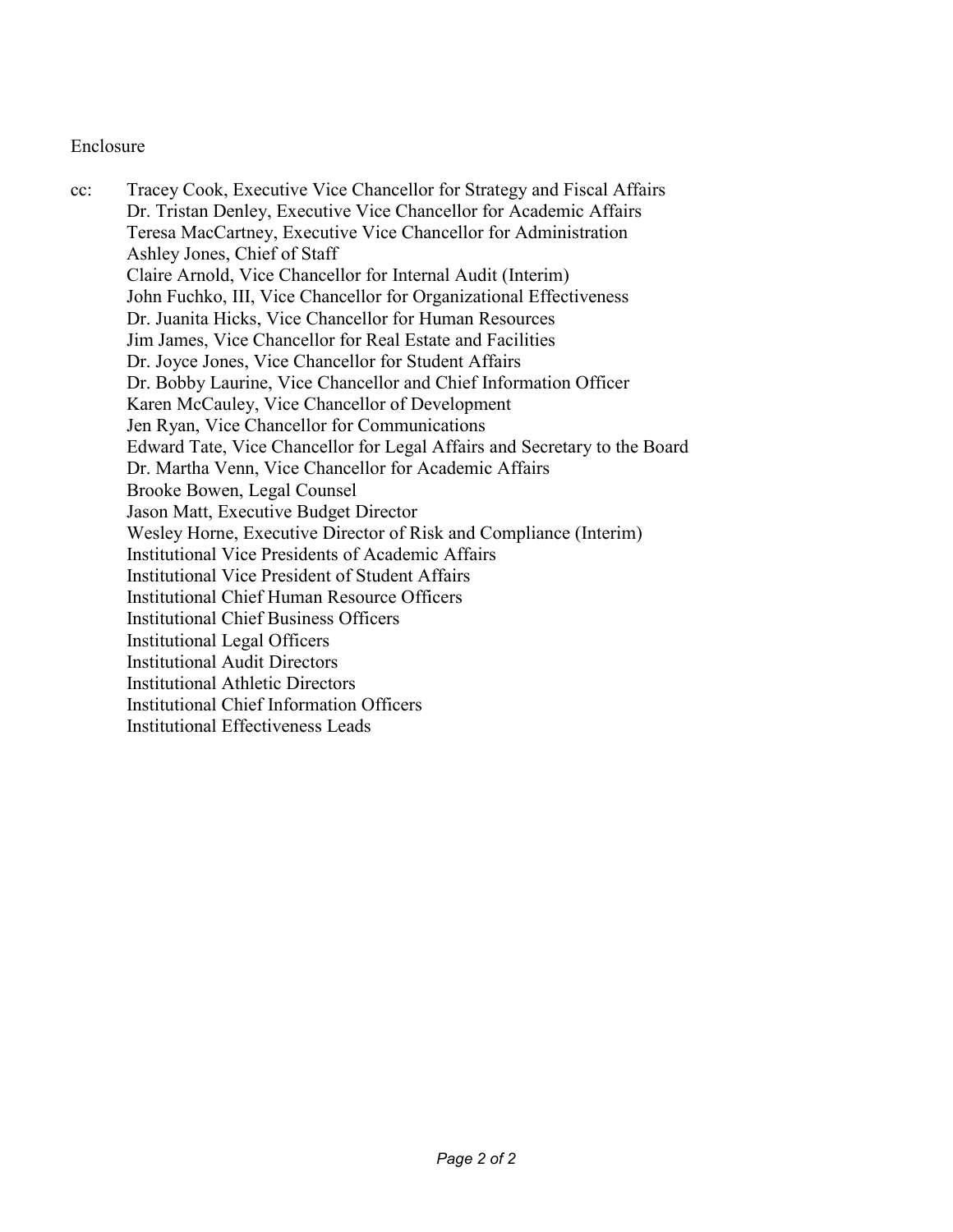Enclosure

cc: Tracey Cook, Executive Vice Chancellor for Strategy and Fiscal Affairs
Dr. Tristan Denley, Executive Vice Chancellor for Academic Affairs
Teresa MacCartney, Executive Vice Chancellor for Administration
Ashley Jones, Chief of Staff
Claire Arnold, Vice Chancellor for Internal Audit (Interim)
John Fuchko, III, Vice Chancellor for Organizational Effectiveness
Dr. Juanita Hicks, Vice Chancellor for Human Resources
Jim James, Vice Chancellor for Real Estate and Facilities
Dr. Joyce Jones, Vice Chancellor for Student Affairs
Dr. Bobby Laurine, Vice Chancellor and Chief Information Officer
Karen McCauley, Vice Chancellor of Development
Jen Ryan, Vice Chancellor for Communications
Edward Tate, Vice Chancellor for Legal Affairs and Secretary to the Board
Dr. Martha Venn, Vice Chancellor for Academic Affairs
Brooke Bowen, Legal Counsel
Jason Matt, Executive Budget Director
Wesley Horne, Executive Director of Risk and Compliance (Interim)
Institutional Vice Presidents of Academic Affairs
Institutional Vice President of Student Affairs
Institutional Chief Human Resource Officers
Institutional Chief Business Officers
Institutional Legal Officers
Institutional Audit Directors
Institutional Athletic Directors
Institutional Chief Information Officers
Institutional Effectiveness Leads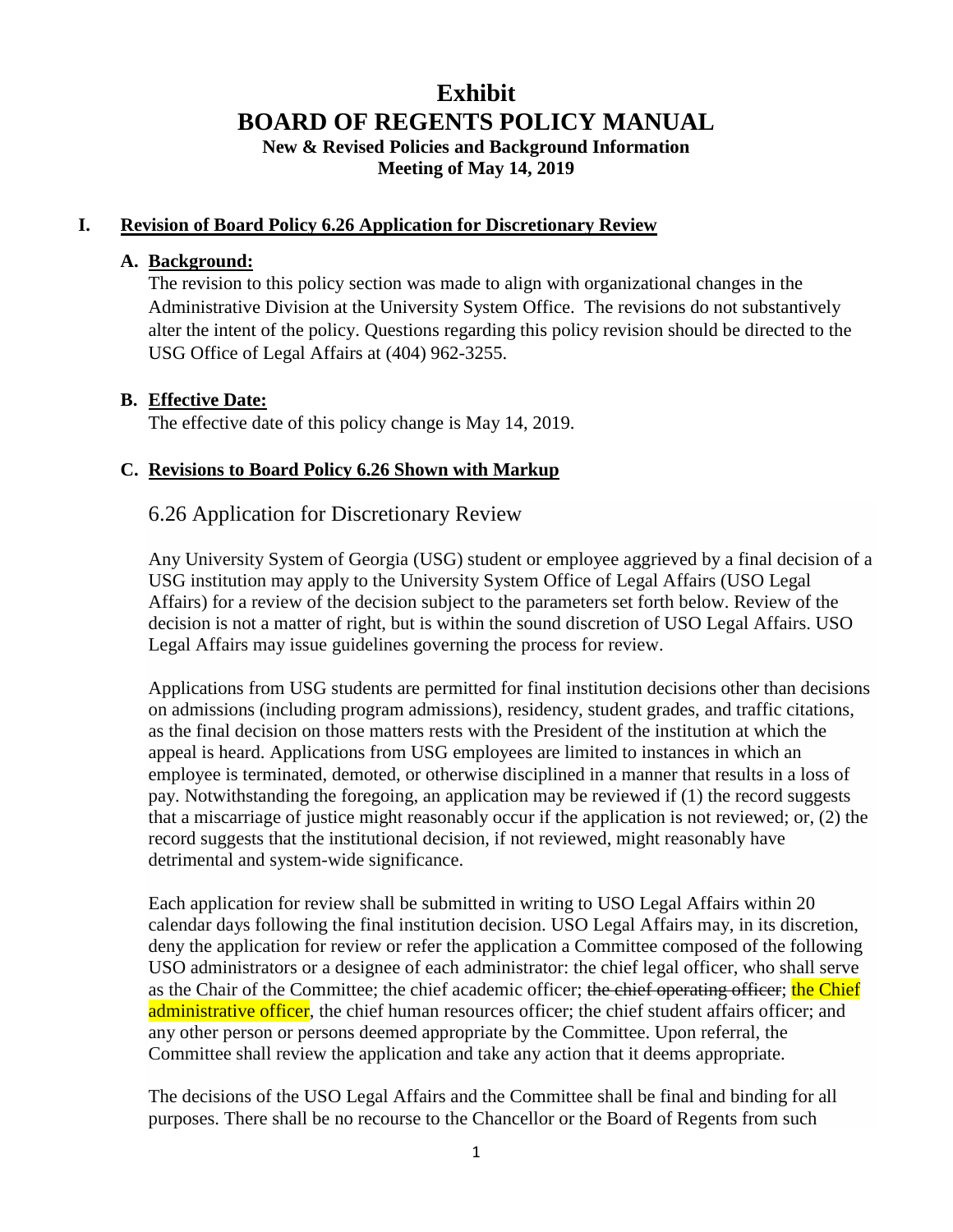# Exhibit
# BOARD OF REGENTS POLICY MANUAL

**New & Revised Policies and Background Information**
**Meeting of May 14, 2019**

## I. Revision of Board Policy 6.26 Application for Discretionary Review

### A. Background:

The revision to this policy section was made to align with organizational changes in the Administrative Division at the University System Office. The revisions do not substantively alter the intent of the policy. Questions regarding this policy revision should be directed to the USG Office of Legal Affairs at (404) 962-3255.

### B. Effective Date:

The effective date of this policy change is May 14, 2019.

### C. Revisions to Board Policy 6.26 Shown with Markup

#### 6.26 Application for Discretionary Review

Any University System of Georgia (USG) student or employee aggrieved by a final decision of a USG institution may apply to the University System Office of Legal Affairs (USO Legal Affairs) for a review of the decision subject to the parameters set forth below. Review of the decision is not a matter of right, but is within the sound discretion of USO Legal Affairs. USO Legal Affairs may issue guidelines governing the process for review.

Applications from USG students are permitted for final institution decisions other than decisions on admissions (including program admissions), residency, student grades, and traffic citations, as the final decision on those matters rests with the President of the institution at which the appeal is heard. Applications from USG employees are limited to instances in which an employee is terminated, demoted, or otherwise disciplined in a manner that results in a loss of pay. Notwithstanding the foregoing, an application may be reviewed if (1) the record suggests that a miscarriage of justice might reasonably occur if the application is not reviewed; or, (2) the record suggests that the institutional decision, if not reviewed, might reasonably have detrimental and system-wide significance.

Each application for review shall be submitted in writing to USO Legal Affairs within 20 calendar days following the final institution decision. USO Legal Affairs may, in its discretion, deny the application for review or refer the application a Committee composed of the following USO administrators or a designee of each administrator: the chief legal officer, who shall serve as the Chair of the Committee; the chief academic officer; ~~the chief operating officer~~; the Chief administrative officer, the chief human resources officer; the chief student affairs officer; and any other person or persons deemed appropriate by the Committee. Upon referral, the Committee shall review the application and take any action that it deems appropriate.

The decisions of the USO Legal Affairs and the Committee shall be final and binding for all purposes. There shall be no recourse to the Chancellor or the Board of Regents from such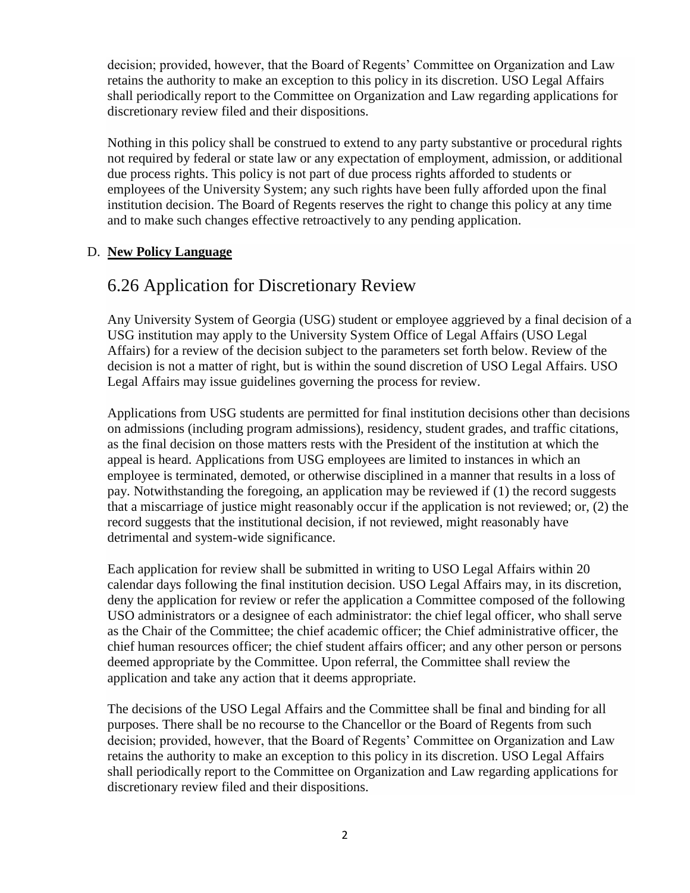decision; provided, however, that the Board of Regents' Committee on Organization and Law retains the authority to make an exception to this policy in its discretion. USO Legal Affairs shall periodically report to the Committee on Organization and Law regarding applications for discretionary review filed and their dispositions.

Nothing in this policy shall be construed to extend to any party substantive or procedural rights not required by federal or state law or any expectation of employment, admission, or additional due process rights. This policy is not part of due process rights afforded to students or employees of the University System; any such rights have been fully afforded upon the final institution decision. The Board of Regents reserves the right to change this policy at any time and to make such changes effective retroactively to any pending application.

D. **New Policy Language**

## 6.26 Application for Discretionary Review

Any University System of Georgia (USG) student or employee aggrieved by a final decision of a USG institution may apply to the University System Office of Legal Affairs (USO Legal Affairs) for a review of the decision subject to the parameters set forth below. Review of the decision is not a matter of right, but is within the sound discretion of USO Legal Affairs. USO Legal Affairs may issue guidelines governing the process for review.

Applications from USG students are permitted for final institution decisions other than decisions on admissions (including program admissions), residency, student grades, and traffic citations, as the final decision on those matters rests with the President of the institution at which the appeal is heard. Applications from USG employees are limited to instances in which an employee is terminated, demoted, or otherwise disciplined in a manner that results in a loss of pay. Notwithstanding the foregoing, an application may be reviewed if (1) the record suggests that a miscarriage of justice might reasonably occur if the application is not reviewed; or, (2) the record suggests that the institutional decision, if not reviewed, might reasonably have detrimental and system-wide significance.

Each application for review shall be submitted in writing to USO Legal Affairs within 20 calendar days following the final institution decision. USO Legal Affairs may, in its discretion, deny the application for review or refer the application a Committee composed of the following USO administrators or a designee of each administrator: the chief legal officer, who shall serve as the Chair of the Committee; the chief academic officer; the Chief administrative officer, the chief human resources officer; the chief student affairs officer; and any other person or persons deemed appropriate by the Committee. Upon referral, the Committee shall review the application and take any action that it deems appropriate.

The decisions of the USO Legal Affairs and the Committee shall be final and binding for all purposes. There shall be no recourse to the Chancellor or the Board of Regents from such decision; provided, however, that the Board of Regents' Committee on Organization and Law retains the authority to make an exception to this policy in its discretion. USO Legal Affairs shall periodically report to the Committee on Organization and Law regarding applications for discretionary review filed and their dispositions.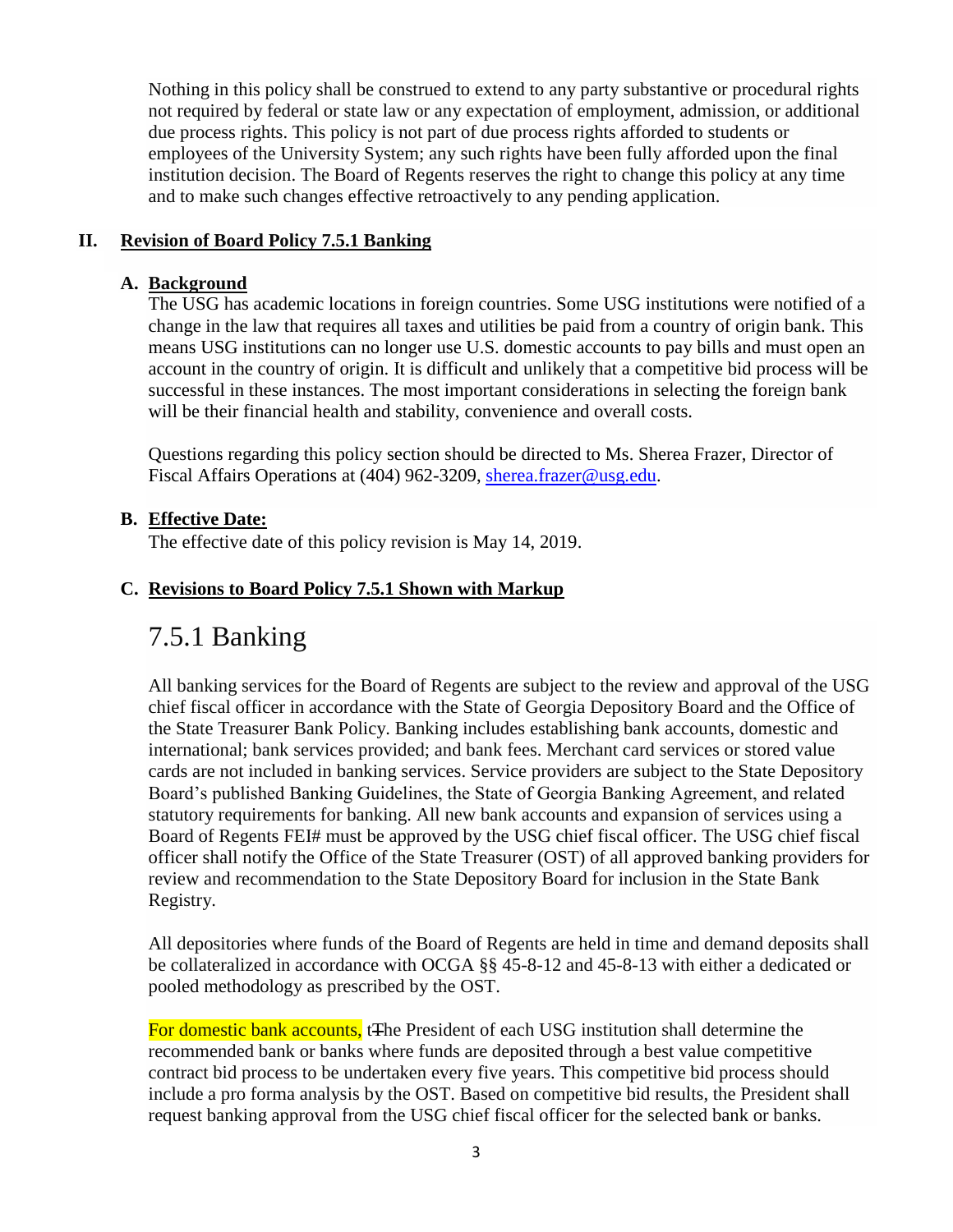Nothing in this policy shall be construed to extend to any party substantive or procedural rights not required by federal or state law or any expectation of employment, admission, or additional due process rights. This policy is not part of due process rights afforded to students or employees of the University System; any such rights have been fully afforded upon the final institution decision. The Board of Regents reserves the right to change this policy at any time and to make such changes effective retroactively to any pending application.

## II. Revision of Board Policy 7.5.1 Banking

### A. Background

The USG has academic locations in foreign countries. Some USG institutions were notified of a change in the law that requires all taxes and utilities be paid from a country of origin bank. This means USG institutions can no longer use U.S. domestic accounts to pay bills and must open an account in the country of origin. It is difficult and unlikely that a competitive bid process will be successful in these instances. The most important considerations in selecting the foreign bank will be their financial health and stability, convenience and overall costs.

Questions regarding this policy section should be directed to Ms. Sherea Frazer, Director of Fiscal Affairs Operations at (404) 962-3209, sherea.frazer@usg.edu.

### B. Effective Date:

The effective date of this policy revision is May 14, 2019.

### C. Revisions to Board Policy 7.5.1 Shown with Markup

# 7.5.1 Banking

All banking services for the Board of Regents are subject to the review and approval of the USG chief fiscal officer in accordance with the State of Georgia Depository Board and the Office of the State Treasurer Bank Policy. Banking includes establishing bank accounts, domestic and international; bank services provided; and bank fees. Merchant card services or stored value cards are not included in banking services. Service providers are subject to the State Depository Board's published Banking Guidelines, the State of Georgia Banking Agreement, and related statutory requirements for banking. All new bank accounts and expansion of services using a Board of Regents FEI# must be approved by the USG chief fiscal officer. The USG chief fiscal officer shall notify the Office of the State Treasurer (OST) of all approved banking providers for review and recommendation to the State Depository Board for inclusion in the State Bank Registry.

All depositories where funds of the Board of Regents are held in time and demand deposits shall be collateralized in accordance with OCGA §§ 45-8-12 and 45-8-13 with either a dedicated or pooled methodology as prescribed by the OST.

For domestic bank accounts, t~~T~~he President of each USG institution shall determine the recommended bank or banks where funds are deposited through a best value competitive contract bid process to be undertaken every five years. This competitive bid process should include a pro forma analysis by the OST. Based on competitive bid results, the President shall request banking approval from the USG chief fiscal officer for the selected bank or banks.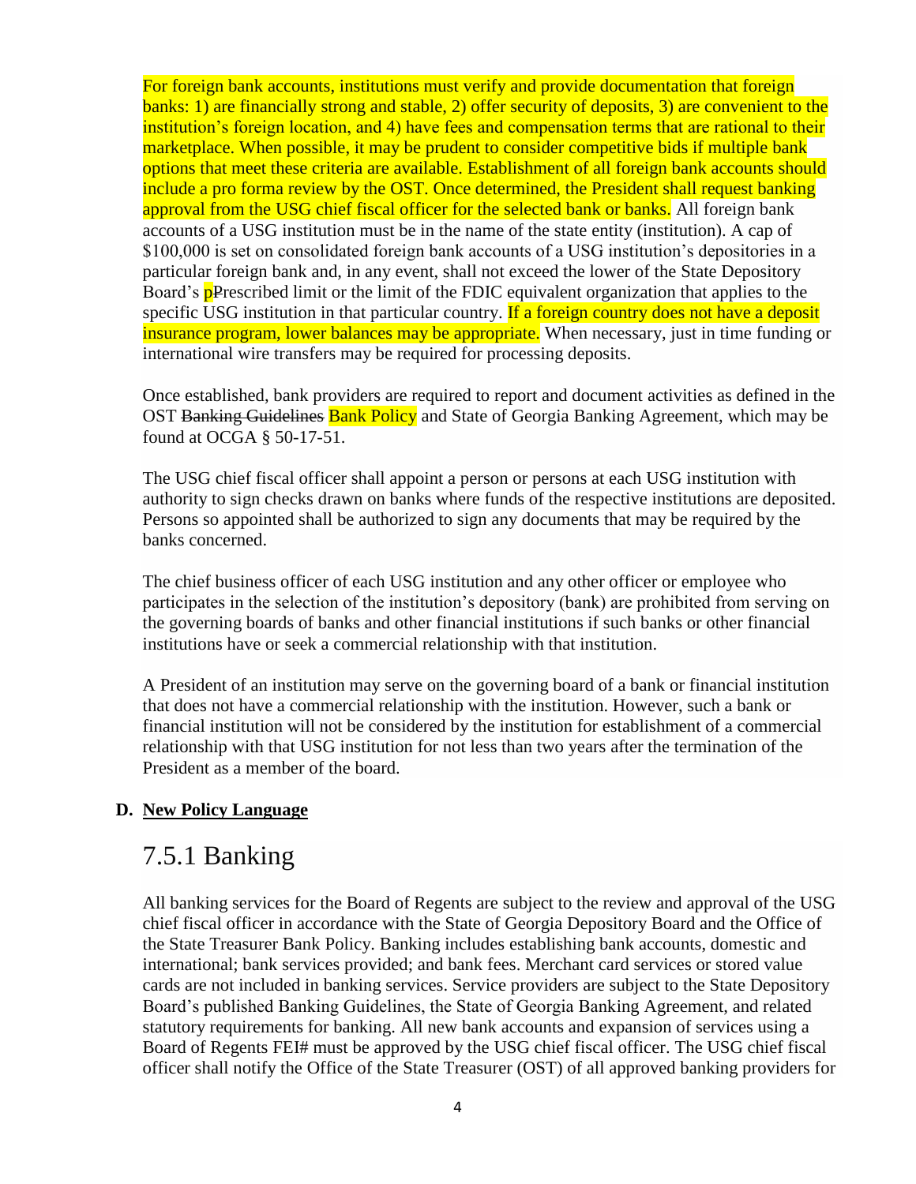For foreign bank accounts, institutions must verify and provide documentation that foreign banks: 1) are financially strong and stable, 2) offer security of deposits, 3) are convenient to the institution's foreign location, and 4) have fees and compensation terms that are rational to their marketplace. When possible, it may be prudent to consider competitive bids if multiple bank options that meet these criteria are available. Establishment of all foreign bank accounts should include a pro forma review by the OST. Once determined, the President shall request banking approval from the USG chief fiscal officer for the selected bank or banks. All foreign bank accounts of a USG institution must be in the name of the state entity (institution). A cap of $100,000 is set on consolidated foreign bank accounts of a USG institution's depositories in a particular foreign bank and, in any event, shall not exceed the lower of the State Depository Board's ~~P~~prescribed limit or the limit of the FDIC equivalent organization that applies to the specific USG institution in that particular country. If a foreign country does not have a deposit insurance program, lower balances may be appropriate. When necessary, just in time funding or international wire transfers may be required for processing deposits.

Once established, bank providers are required to report and document activities as defined in the OST ~~Banking Guidelines~~ Bank Policy and State of Georgia Banking Agreement, which may be found at OCGA § 50-17-51.

The USG chief fiscal officer shall appoint a person or persons at each USG institution with authority to sign checks drawn on banks where funds of the respective institutions are deposited. Persons so appointed shall be authorized to sign any documents that may be required by the banks concerned.

The chief business officer of each USG institution and any other officer or employee who participates in the selection of the institution's depository (bank) are prohibited from serving on the governing boards of banks and other financial institutions if such banks or other financial institutions have or seek a commercial relationship with that institution.

A President of an institution may serve on the governing board of a bank or financial institution that does not have a commercial relationship with the institution. However, such a bank or financial institution will not be considered by the institution for establishment of a commercial relationship with that USG institution for not less than two years after the termination of the President as a member of the board.

**D. New Policy Language**

# 7.5.1 Banking

All banking services for the Board of Regents are subject to the review and approval of the USG chief fiscal officer in accordance with the State of Georgia Depository Board and the Office of the State Treasurer Bank Policy. Banking includes establishing bank accounts, domestic and international; bank services provided; and bank fees. Merchant card services or stored value cards are not included in banking services. Service providers are subject to the State Depository Board's published Banking Guidelines, the State of Georgia Banking Agreement, and related statutory requirements for banking. All new bank accounts and expansion of services using a Board of Regents FEI# must be approved by the USG chief fiscal officer. The USG chief fiscal officer shall notify the Office of the State Treasurer (OST) of all approved banking providers for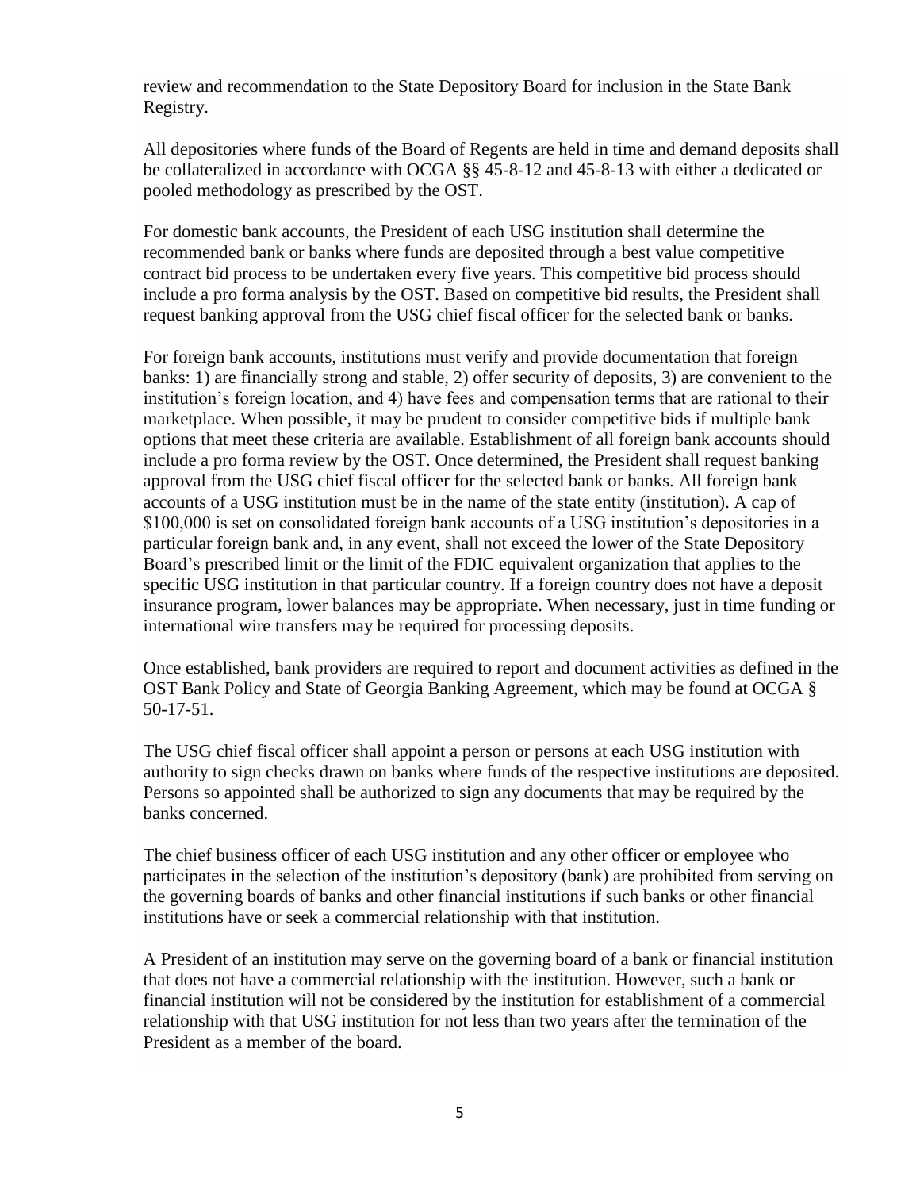review and recommendation to the State Depository Board for inclusion in the State Bank Registry.

All depositories where funds of the Board of Regents are held in time and demand deposits shall be collateralized in accordance with OCGA §§ 45-8-12 and 45-8-13 with either a dedicated or pooled methodology as prescribed by the OST.

For domestic bank accounts, the President of each USG institution shall determine the recommended bank or banks where funds are deposited through a best value competitive contract bid process to be undertaken every five years. This competitive bid process should include a pro forma analysis by the OST. Based on competitive bid results, the President shall request banking approval from the USG chief fiscal officer for the selected bank or banks.

For foreign bank accounts, institutions must verify and provide documentation that foreign banks: 1) are financially strong and stable, 2) offer security of deposits, 3) are convenient to the institution's foreign location, and 4) have fees and compensation terms that are rational to their marketplace. When possible, it may be prudent to consider competitive bids if multiple bank options that meet these criteria are available. Establishment of all foreign bank accounts should include a pro forma review by the OST. Once determined, the President shall request banking approval from the USG chief fiscal officer for the selected bank or banks. All foreign bank accounts of a USG institution must be in the name of the state entity (institution). A cap of $100,000 is set on consolidated foreign bank accounts of a USG institution's depositories in a particular foreign bank and, in any event, shall not exceed the lower of the State Depository Board's prescribed limit or the limit of the FDIC equivalent organization that applies to the specific USG institution in that particular country. If a foreign country does not have a deposit insurance program, lower balances may be appropriate. When necessary, just in time funding or international wire transfers may be required for processing deposits.

Once established, bank providers are required to report and document activities as defined in the OST Bank Policy and State of Georgia Banking Agreement, which may be found at OCGA § 50-17-51.

The USG chief fiscal officer shall appoint a person or persons at each USG institution with authority to sign checks drawn on banks where funds of the respective institutions are deposited. Persons so appointed shall be authorized to sign any documents that may be required by the banks concerned.

The chief business officer of each USG institution and any other officer or employee who participates in the selection of the institution's depository (bank) are prohibited from serving on the governing boards of banks and other financial institutions if such banks or other financial institutions have or seek a commercial relationship with that institution.

A President of an institution may serve on the governing board of a bank or financial institution that does not have a commercial relationship with the institution. However, such a bank or financial institution will not be considered by the institution for establishment of a commercial relationship with that USG institution for not less than two years after the termination of the President as a member of the board.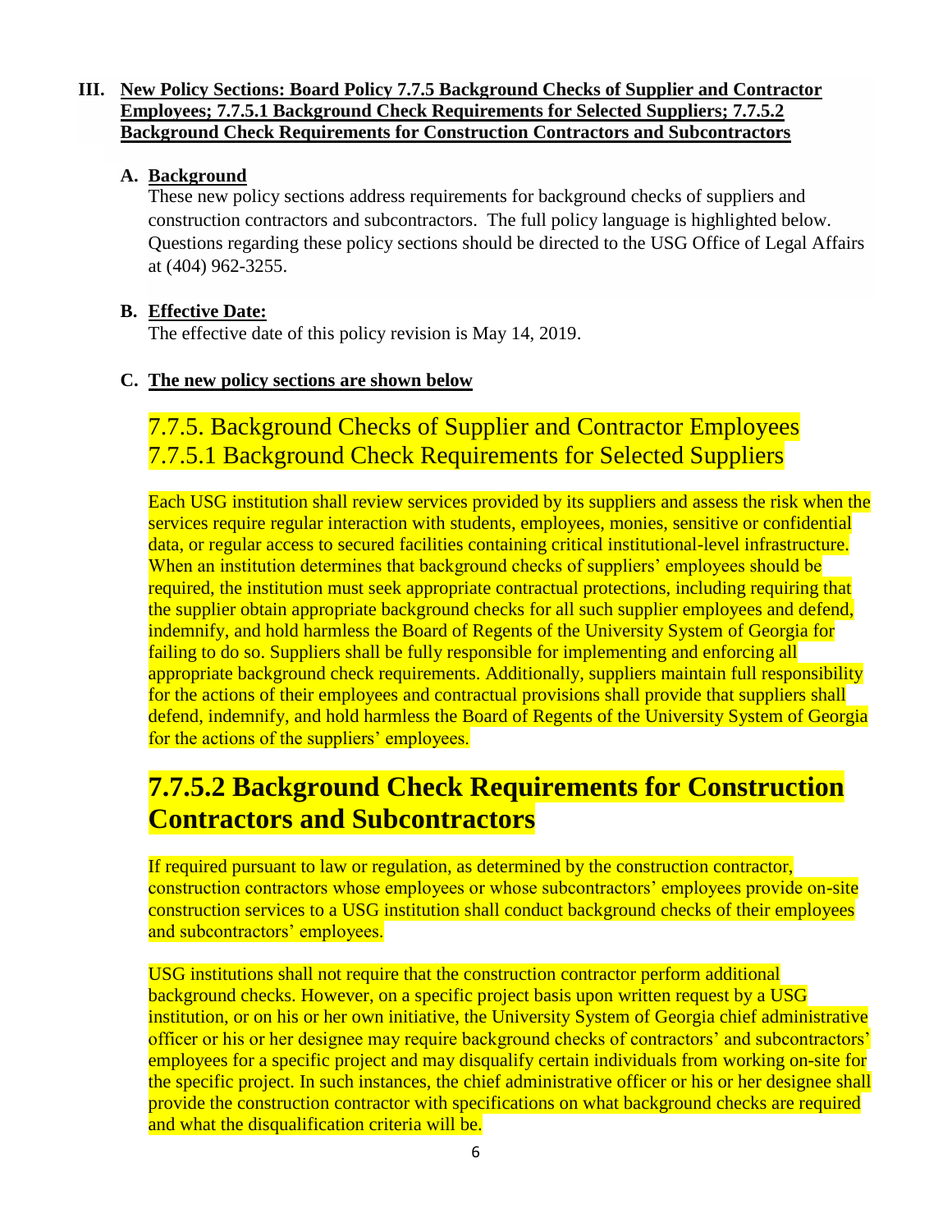## III. New Policy Sections: Board Policy 7.7.5 Background Checks of Supplier and Contractor Employees; 7.7.5.1 Background Check Requirements for Selected Suppliers; 7.7.5.2 Background Check Requirements for Construction Contractors and Subcontractors

### A. Background

These new policy sections address requirements for background checks of suppliers and construction contractors and subcontractors. The full policy language is highlighted below. Questions regarding these policy sections should be directed to the USG Office of Legal Affairs at (404) 962-3255.

### B. Effective Date:

The effective date of this policy revision is May 14, 2019.

### C. The new policy sections are shown below

## 7.7.5. Background Checks of Supplier and Contractor Employees

## 7.7.5.1 Background Check Requirements for Selected Suppliers

Each USG institution shall review services provided by its suppliers and assess the risk when the services require regular interaction with students, employees, monies, sensitive or confidential data, or regular access to secured facilities containing critical institutional-level infrastructure. When an institution determines that background checks of suppliers' employees should be required, the institution must seek appropriate contractual protections, including requiring that the supplier obtain appropriate background checks for all such supplier employees and defend, indemnify, and hold harmless the Board of Regents of the University System of Georgia for failing to do so. Suppliers shall be fully responsible for implementing and enforcing all appropriate background check requirements. Additionally, suppliers maintain full responsibility for the actions of their employees and contractual provisions shall provide that suppliers shall defend, indemnify, and hold harmless the Board of Regents of the University System of Georgia for the actions of the suppliers' employees.

## 7.7.5.2 Background Check Requirements for Construction Contractors and Subcontractors

If required pursuant to law or regulation, as determined by the construction contractor, construction contractors whose employees or whose subcontractors' employees provide on-site construction services to a USG institution shall conduct background checks of their employees and subcontractors' employees.

USG institutions shall not require that the construction contractor perform additional background checks. However, on a specific project basis upon written request by a USG institution, or on his or her own initiative, the University System of Georgia chief administrative officer or his or her designee may require background checks of contractors' and subcontractors' employees for a specific project and may disqualify certain individuals from working on-site for the specific project. In such instances, the chief administrative officer or his or her designee shall provide the construction contractor with specifications on what background checks are required and what the disqualification criteria will be.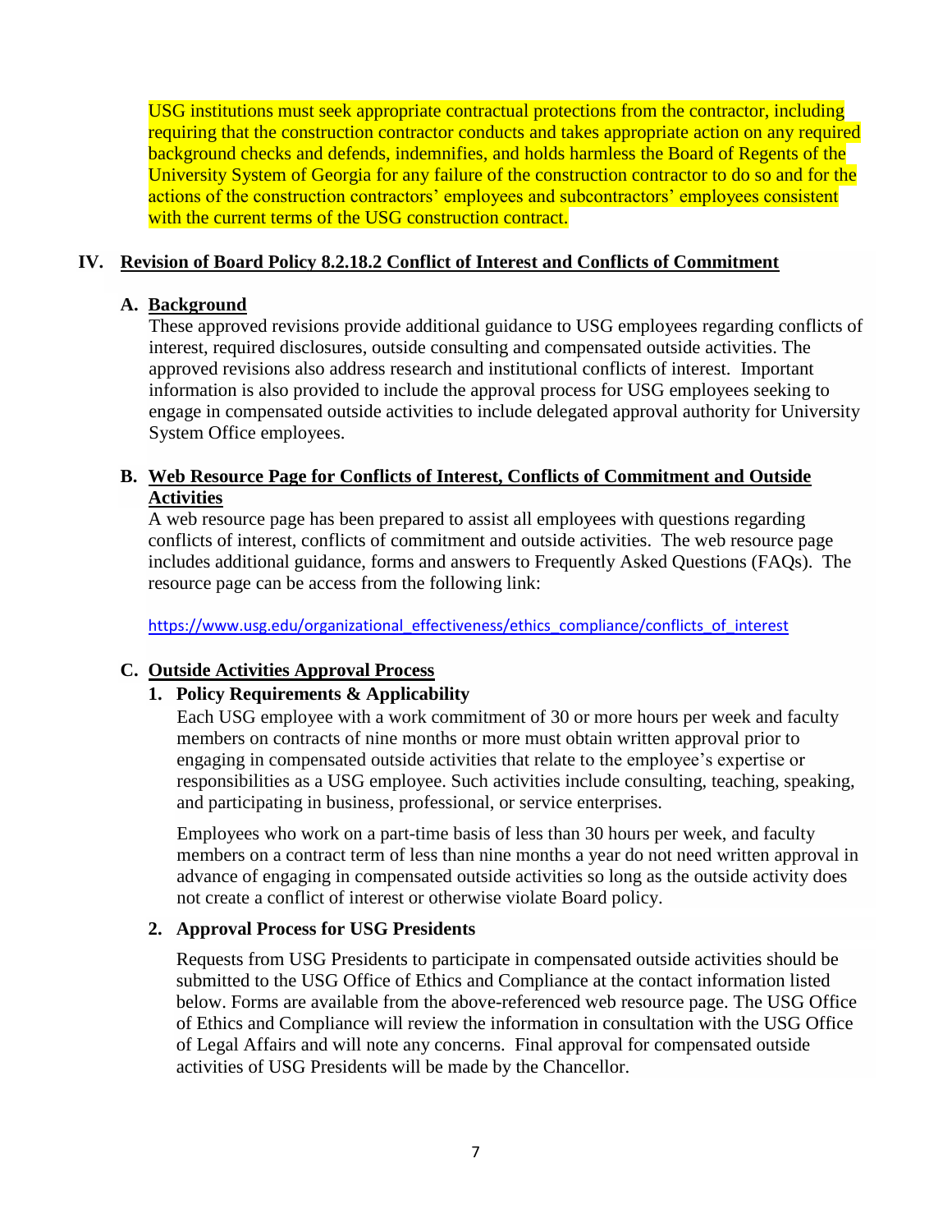USG institutions must seek appropriate contractual protections from the contractor, including requiring that the construction contractor conducts and takes appropriate action on any required background checks and defends, indemnifies, and holds harmless the Board of Regents of the University System of Georgia for any failure of the construction contractor to do so and for the actions of the construction contractors' employees and subcontractors' employees consistent with the current terms of the USG construction contract.

## IV. Revision of Board Policy 8.2.18.2 Conflict of Interest and Conflicts of Commitment

### A. Background

These approved revisions provide additional guidance to USG employees regarding conflicts of interest, required disclosures, outside consulting and compensated outside activities. The approved revisions also address research and institutional conflicts of interest. Important information is also provided to include the approval process for USG employees seeking to engage in compensated outside activities to include delegated approval authority for University System Office employees.

### B. Web Resource Page for Conflicts of Interest, Conflicts of Commitment and Outside Activities

A web resource page has been prepared to assist all employees with questions regarding conflicts of interest, conflicts of commitment and outside activities. The web resource page includes additional guidance, forms and answers to Frequently Asked Questions (FAQs). The resource page can be access from the following link:

https://www.usg.edu/organizational_effectiveness/ethics_compliance/conflicts_of_interest

### C. Outside Activities Approval Process

#### 1. Policy Requirements & Applicability

Each USG employee with a work commitment of 30 or more hours per week and faculty members on contracts of nine months or more must obtain written approval prior to engaging in compensated outside activities that relate to the employee's expertise or responsibilities as a USG employee. Such activities include consulting, teaching, speaking, and participating in business, professional, or service enterprises.

Employees who work on a part-time basis of less than 30 hours per week, and faculty members on a contract term of less than nine months a year do not need written approval in advance of engaging in compensated outside activities so long as the outside activity does not create a conflict of interest or otherwise violate Board policy.

#### 2. Approval Process for USG Presidents

Requests from USG Presidents to participate in compensated outside activities should be submitted to the USG Office of Ethics and Compliance at the contact information listed below. Forms are available from the above-referenced web resource page. The USG Office of Ethics and Compliance will review the information in consultation with the USG Office of Legal Affairs and will note any concerns. Final approval for compensated outside activities of USG Presidents will be made by the Chancellor.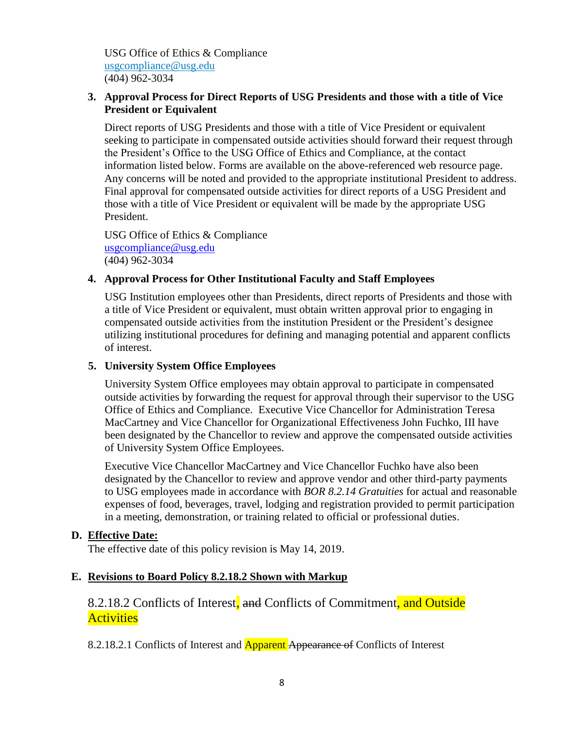USG Office of Ethics & Compliance
usgcompliance@usg.edu
(404) 962-3034

**3. Approval Process for Direct Reports of USG Presidents and those with a title of Vice President or Equivalent**

Direct reports of USG Presidents and those with a title of Vice President or equivalent seeking to participate in compensated outside activities should forward their request through the President's Office to the USG Office of Ethics and Compliance, at the contact information listed below. Forms are available on the above-referenced web resource page. Any concerns will be noted and provided to the appropriate institutional President to address. Final approval for compensated outside activities for direct reports of a USG President and those with a title of Vice President or equivalent will be made by the appropriate USG President.

USG Office of Ethics & Compliance
usgcompliance@usg.edu
(404) 962-3034

**4. Approval Process for Other Institutional Faculty and Staff Employees**

USG Institution employees other than Presidents, direct reports of Presidents and those with a title of Vice President or equivalent, must obtain written approval prior to engaging in compensated outside activities from the institution President or the President's designee utilizing institutional procedures for defining and managing potential and apparent conflicts of interest.

**5. University System Office Employees**

University System Office employees may obtain approval to participate in compensated outside activities by forwarding the request for approval through their supervisor to the USG Office of Ethics and Compliance. Executive Vice Chancellor for Administration Teresa MacCartney and Vice Chancellor for Organizational Effectiveness John Fuchko, III have been designated by the Chancellor to review and approve the compensated outside activities of University System Office Employees.

Executive Vice Chancellor MacCartney and Vice Chancellor Fuchko have also been designated by the Chancellor to review and approve vendor and other third-party payments to USG employees made in accordance with *BOR 8.2.14 Gratuities* for actual and reasonable expenses of food, beverages, travel, lodging and registration provided to permit participation in a meeting, demonstration, or training related to official or professional duties.

## D. <u>Effective Date:</u>

The effective date of this policy revision is May 14, 2019.

## E. <u>Revisions to Board Policy 8.2.18.2 Shown with Markup</u>

### 8.2.18.2 Conflicts of Interest, ~~and~~ Conflicts of Commitment, and Outside Activities

8.2.18.2.1 Conflicts of Interest and Apparent ~~Appearance of~~ Conflicts of Interest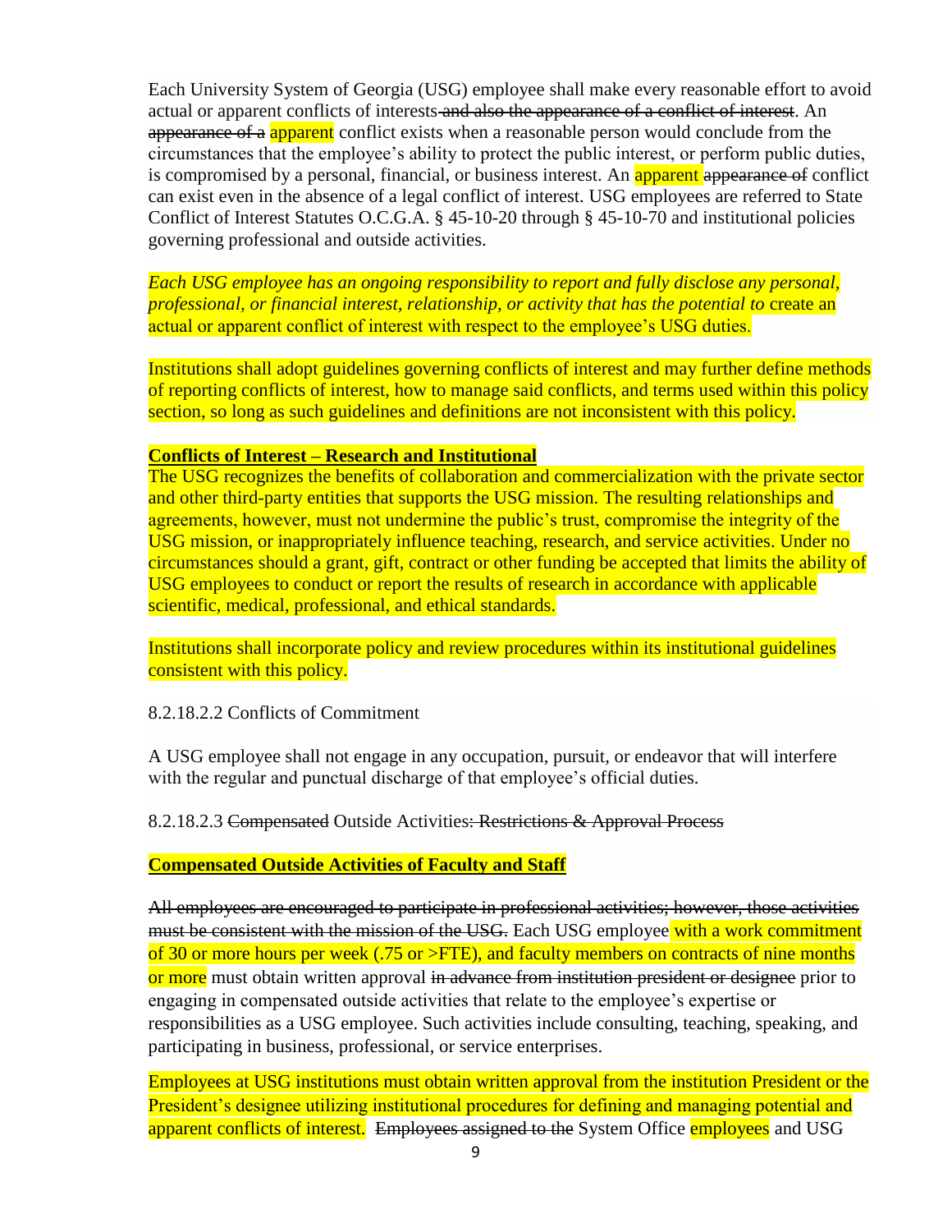Each University System of Georgia (USG) employee shall make every reasonable effort to avoid actual or apparent conflicts of interests ~~and also the appearance of a conflict of interest~~. An ~~appearance of a~~ apparent conflict exists when a reasonable person would conclude from the circumstances that the employee's ability to protect the public interest, or perform public duties, is compromised by a personal, financial, or business interest. An apparent ~~appearance of~~ conflict can exist even in the absence of a legal conflict of interest. USG employees are referred to State Conflict of Interest Statutes O.C.G.A. § 45-10-20 through § 45-10-70 and institutional policies governing professional and outside activities.

*Each USG employee has an ongoing responsibility to report and fully disclose any personal, professional, or financial interest, relationship, or activity that has the potential to* create an actual or apparent conflict of interest with respect to the employee's USG duties.

Institutions shall adopt guidelines governing conflicts of interest and may further define methods of reporting conflicts of interest, how to manage said conflicts, and terms used within this policy section, so long as such guidelines and definitions are not inconsistent with this policy.

**Conflicts of Interest – Research and Institutional**

The USG recognizes the benefits of collaboration and commercialization with the private sector and other third-party entities that supports the USG mission. The resulting relationships and agreements, however, must not undermine the public's trust, compromise the integrity of the USG mission, or inappropriately influence teaching, research, and service activities. Under no circumstances should a grant, gift, contract or other funding be accepted that limits the ability of USG employees to conduct or report the results of research in accordance with applicable scientific, medical, professional, and ethical standards.

Institutions shall incorporate policy and review procedures within its institutional guidelines consistent with this policy.

8.2.18.2.2 Conflicts of Commitment

A USG employee shall not engage in any occupation, pursuit, or endeavor that will interfere with the regular and punctual discharge of that employee's official duties.

8.2.18.2.3 ~~Compensated~~ Outside Activities~~: Restrictions & Approval Process~~

**Compensated Outside Activities of Faculty and Staff**

~~All employees are encouraged to participate in professional activities; however, those activities must be consistent with the mission of the USG.~~ Each USG employee with a work commitment of 30 or more hours per week (.75 or >FTE), and faculty members on contracts of nine months or more must obtain written approval ~~in advance from institution president or designee~~ prior to engaging in compensated outside activities that relate to the employee's expertise or responsibilities as a USG employee. Such activities include consulting, teaching, speaking, and participating in business, professional, or service enterprises.

Employees at USG institutions must obtain written approval from the institution President or the President's designee utilizing institutional procedures for defining and managing potential and apparent conflicts of interest. ~~Employees assigned to the~~ System Office employees and USG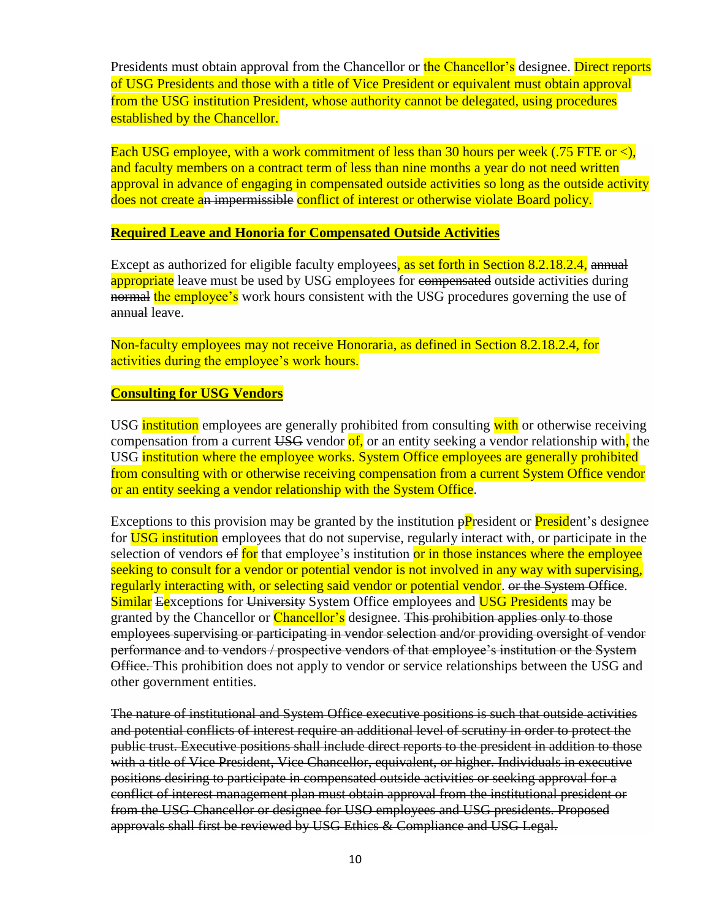Presidents must obtain approval from the Chancellor or the Chancellor's designee. Direct reports of USG Presidents and those with a title of Vice President or equivalent must obtain approval from the USG institution President, whose authority cannot be delegated, using procedures established by the Chancellor.

Each USG employee, with a work commitment of less than 30 hours per week (.75 FTE or <), and faculty members on a contract term of less than nine months a year do not need written approval in advance of engaging in compensated outside activities so long as the outside activity does not create a~~n impermissible~~ conflict of interest or otherwise violate Board policy.

**Required Leave and Honoria for Compensated Outside Activities**

Except as authorized for eligible faculty employees, as set forth in Section 8.2.18.2.4, ~~annual~~ appropriate leave must be used by USG employees for ~~compensated~~ outside activities during ~~normal~~ the employee's work hours consistent with the USG procedures governing the use of ~~annual~~ leave.

Non-faculty employees may not receive Honoraria, as defined in Section 8.2.18.2.4, for activities during the employee's work hours.

**Consulting for USG Vendors**

USG institution employees are generally prohibited from consulting with or otherwise receiving compensation from a current ~~USG~~ vendor of, or an entity seeking a vendor relationship with, the USG institution where the employee works. System Office employees are generally prohibited from consulting with or otherwise receiving compensation from a current System Office vendor or an entity seeking a vendor relationship with the System Office.

Exceptions to this provision may be granted by the institution ~~p~~President or President's designee for USG institution employees that do not supervise, regularly interact with, or participate in the selection of vendors ~~of~~ for that employee's institution or in those instances where the employee seeking to consult for a vendor or potential vendor is not involved in any way with supervising, regularly interacting with, or selecting said vendor or potential vendor. ~~or the System Office~~. Similar ~~E~~exceptions for ~~University~~ System Office employees and USG Presidents may be granted by the Chancellor or Chancellor's designee. ~~This prohibition applies only to those employees supervising or participating in vendor selection and/or providing oversight of vendor performance and to vendors / prospective vendors of that employee's institution or the System Office.~~ This prohibition does not apply to vendor or service relationships between the USG and other government entities.

~~The nature of institutional and System Office executive positions is such that outside activities and potential conflicts of interest require an additional level of scrutiny in order to protect the public trust. Executive positions shall include direct reports to the president in addition to those with a title of Vice President, Vice Chancellor, equivalent, or higher. Individuals in executive positions desiring to participate in compensated outside activities or seeking approval for a conflict of interest management plan must obtain approval from the institutional president or from the USG Chancellor or designee for USO employees and USG presidents. Proposed approvals shall first be reviewed by USG Ethics & Compliance and USG Legal.~~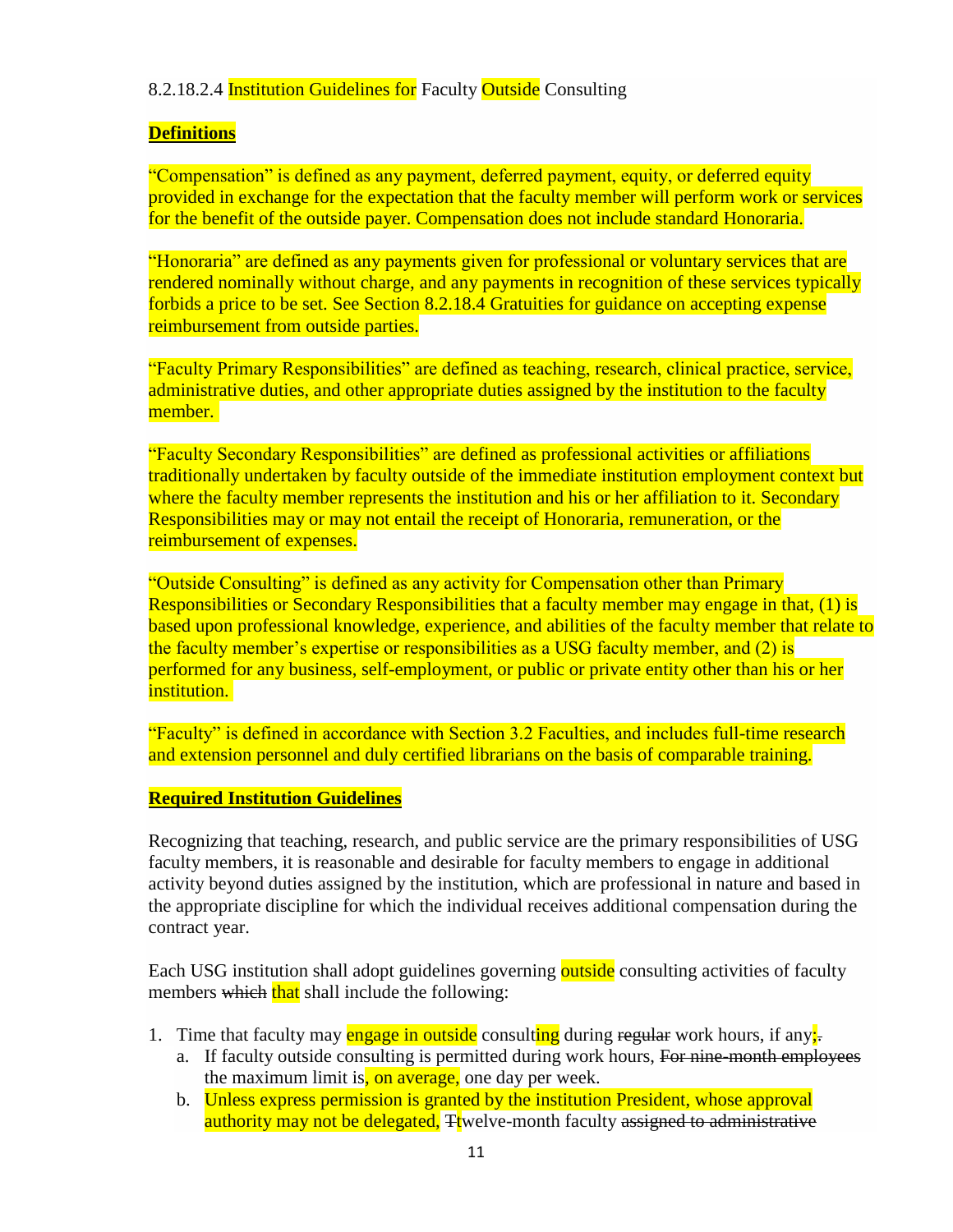8.2.18.2.4 Institution Guidelines for Faculty Outside Consulting

**Definitions**

"Compensation" is defined as any payment, deferred payment, equity, or deferred equity provided in exchange for the expectation that the faculty member will perform work or services for the benefit of the outside payer. Compensation does not include standard Honoraria.

"Honoraria" are defined as any payments given for professional or voluntary services that are rendered nominally without charge, and any payments in recognition of these services typically forbids a price to be set. See Section 8.2.18.4 Gratuities for guidance on accepting expense reimbursement from outside parties.

"Faculty Primary Responsibilities" are defined as teaching, research, clinical practice, service, administrative duties, and other appropriate duties assigned by the institution to the faculty member.

"Faculty Secondary Responsibilities" are defined as professional activities or affiliations traditionally undertaken by faculty outside of the immediate institution employment context but where the faculty member represents the institution and his or her affiliation to it. Secondary Responsibilities may or may not entail the receipt of Honoraria, remuneration, or the reimbursement of expenses.

"Outside Consulting" is defined as any activity for Compensation other than Primary Responsibilities or Secondary Responsibilities that a faculty member may engage in that, (1) is based upon professional knowledge, experience, and abilities of the faculty member that relate to the faculty member's expertise or responsibilities as a USG faculty member, and (2) is performed for any business, self-employment, or public or private entity other than his or her institution.

"Faculty" is defined in accordance with Section 3.2 Faculties, and includes full-time research and extension personnel and duly certified librarians on the basis of comparable training.

**Required Institution Guidelines**

Recognizing that teaching, research, and public service are the primary responsibilities of USG faculty members, it is reasonable and desirable for faculty members to engage in additional activity beyond duties assigned by the institution, which are professional in nature and based in the appropriate discipline for which the individual receives additional compensation during the contract year.

Each USG institution shall adopt guidelines governing outside consulting activities of faculty members ~~which~~ that shall include the following:

1. Time that faculty may engage in outside consulting during ~~regular~~ work hours, if any;~~.~~
   a. If faculty outside consulting is permitted during work hours, ~~For nine-month employees~~ the maximum limit is, on average, one day per week.
   b. Unless express permission is granted by the institution President, whose approval authority may not be delegated, ~~T~~twelve-month faculty ~~assigned to administrative~~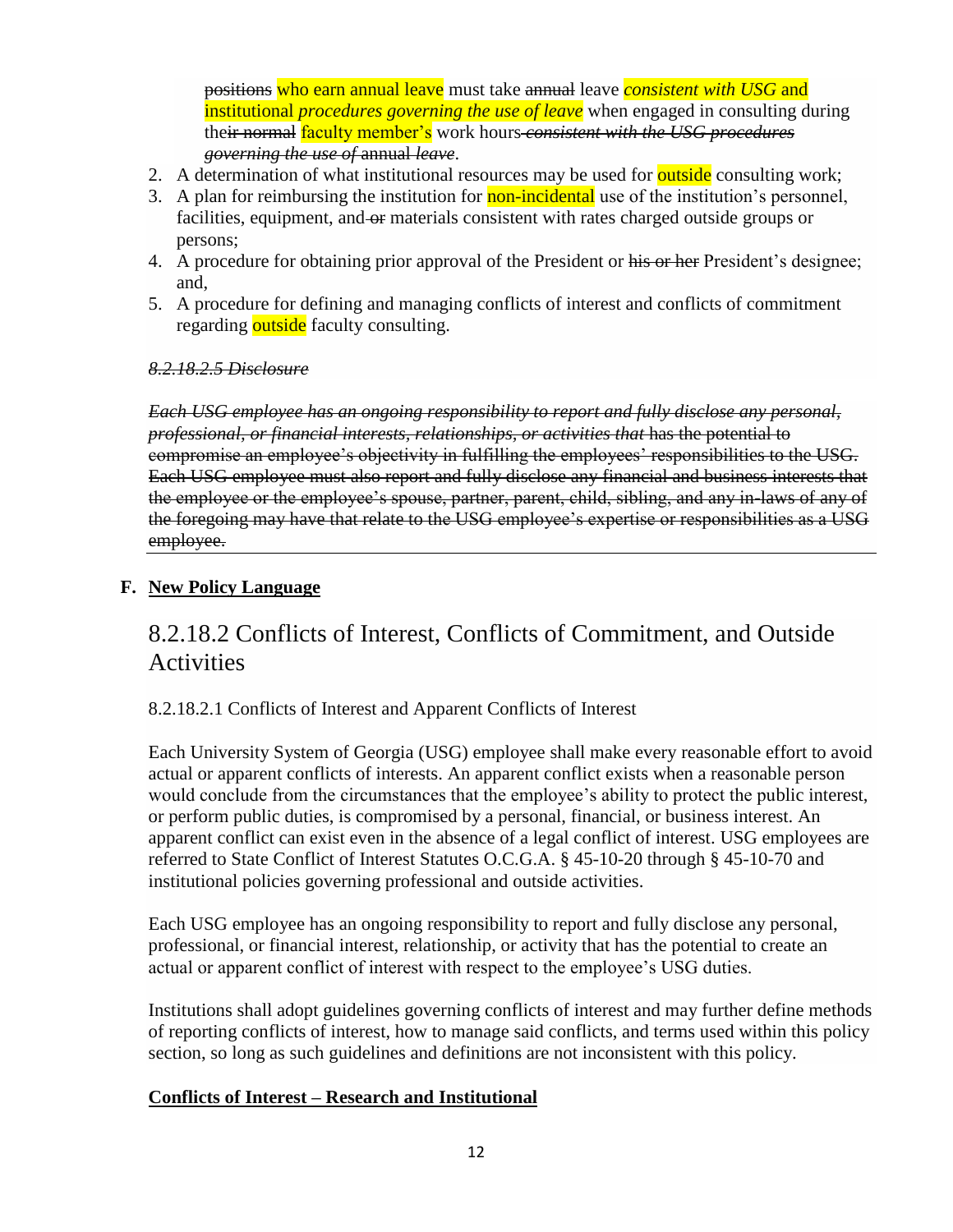~~positions~~ who earn annual leave must take ~~annual~~ leave *consistent with USG* and institutional *procedures governing the use of leave* when engaged in consulting during the~~ir normal~~ faculty member's work hours ~~*consistent with the USG procedures governing the use of* annual *leave*~~.

2. A determination of what institutional resources may be used for outside consulting work;
3. A plan for reimbursing the institution for non-incidental use of the institution's personnel, facilities, equipment, and ~~or~~ materials consistent with rates charged outside groups or persons;
4. A procedure for obtaining prior approval of the President or ~~his or her~~ President's designee; and,
5. A procedure for defining and managing conflicts of interest and conflicts of commitment regarding outside faculty consulting.

~~*8.2.18.2.5 Disclosure*~~

~~*Each USG employee has an ongoing responsibility to report and fully disclose any personal, professional, or financial interests, relationships, or activities that* has the potential to compromise an employee's objectivity in fulfilling the employees' responsibilities to the USG. Each USG employee must also report and fully disclose any financial and business interests that the employee or the employee's spouse, partner, parent, child, sibling, and any in-laws of any of the foregoing may have that relate to the USG employee's expertise or responsibilities as a USG employee.~~

## F. New Policy Language

# 8.2.18.2 Conflicts of Interest, Conflicts of Commitment, and Outside Activities

8.2.18.2.1 Conflicts of Interest and Apparent Conflicts of Interest

Each University System of Georgia (USG) employee shall make every reasonable effort to avoid actual or apparent conflicts of interests. An apparent conflict exists when a reasonable person would conclude from the circumstances that the employee's ability to protect the public interest, or perform public duties, is compromised by a personal, financial, or business interest. An apparent conflict can exist even in the absence of a legal conflict of interest. USG employees are referred to State Conflict of Interest Statutes O.C.G.A. § 45-10-20 through § 45-10-70 and institutional policies governing professional and outside activities.

Each USG employee has an ongoing responsibility to report and fully disclose any personal, professional, or financial interest, relationship, or activity that has the potential to create an actual or apparent conflict of interest with respect to the employee's USG duties.

Institutions shall adopt guidelines governing conflicts of interest and may further define methods of reporting conflicts of interest, how to manage said conflicts, and terms used within this policy section, so long as such guidelines and definitions are not inconsistent with this policy.

**Conflicts of Interest – Research and Institutional**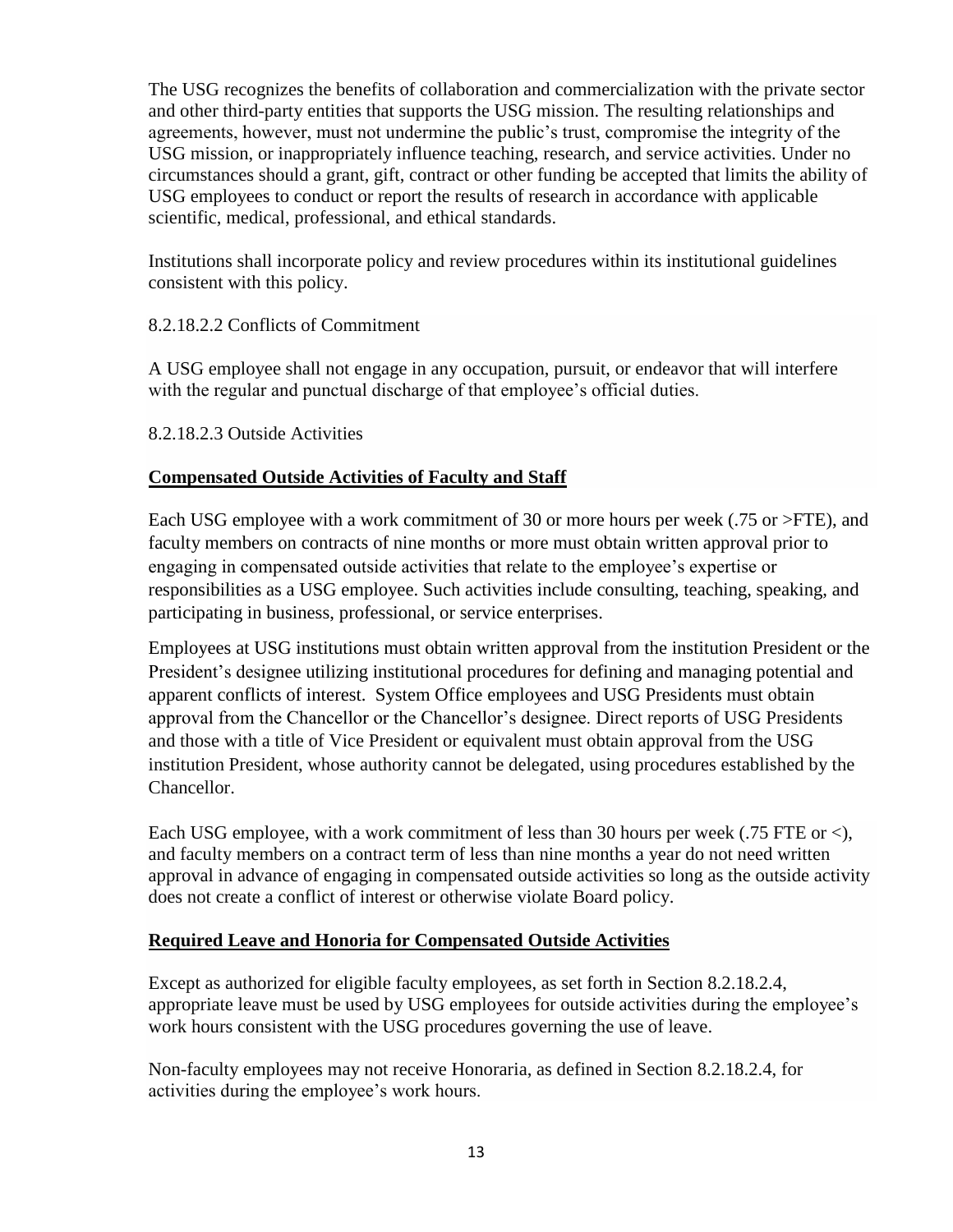The USG recognizes the benefits of collaboration and commercialization with the private sector and other third-party entities that supports the USG mission. The resulting relationships and agreements, however, must not undermine the public's trust, compromise the integrity of the USG mission, or inappropriately influence teaching, research, and service activities. Under no circumstances should a grant, gift, contract or other funding be accepted that limits the ability of USG employees to conduct or report the results of research in accordance with applicable scientific, medical, professional, and ethical standards.

Institutions shall incorporate policy and review procedures within its institutional guidelines consistent with this policy.

8.2.18.2.2 Conflicts of Commitment

A USG employee shall not engage in any occupation, pursuit, or endeavor that will interfere with the regular and punctual discharge of that employee's official duties.

8.2.18.2.3 Outside Activities

**Compensated Outside Activities of Faculty and Staff**

Each USG employee with a work commitment of 30 or more hours per week (.75 or >FTE), and faculty members on contracts of nine months or more must obtain written approval prior to engaging in compensated outside activities that relate to the employee's expertise or responsibilities as a USG employee. Such activities include consulting, teaching, speaking, and participating in business, professional, or service enterprises.

Employees at USG institutions must obtain written approval from the institution President or the President's designee utilizing institutional procedures for defining and managing potential and apparent conflicts of interest. System Office employees and USG Presidents must obtain approval from the Chancellor or the Chancellor's designee. Direct reports of USG Presidents and those with a title of Vice President or equivalent must obtain approval from the USG institution President, whose authority cannot be delegated, using procedures established by the Chancellor.

Each USG employee, with a work commitment of less than 30 hours per week (.75 FTE or <), and faculty members on a contract term of less than nine months a year do not need written approval in advance of engaging in compensated outside activities so long as the outside activity does not create a conflict of interest or otherwise violate Board policy.

**Required Leave and Honoria for Compensated Outside Activities**

Except as authorized for eligible faculty employees, as set forth in Section 8.2.18.2.4, appropriate leave must be used by USG employees for outside activities during the employee's work hours consistent with the USG procedures governing the use of leave.

Non-faculty employees may not receive Honoraria, as defined in Section 8.2.18.2.4, for activities during the employee's work hours.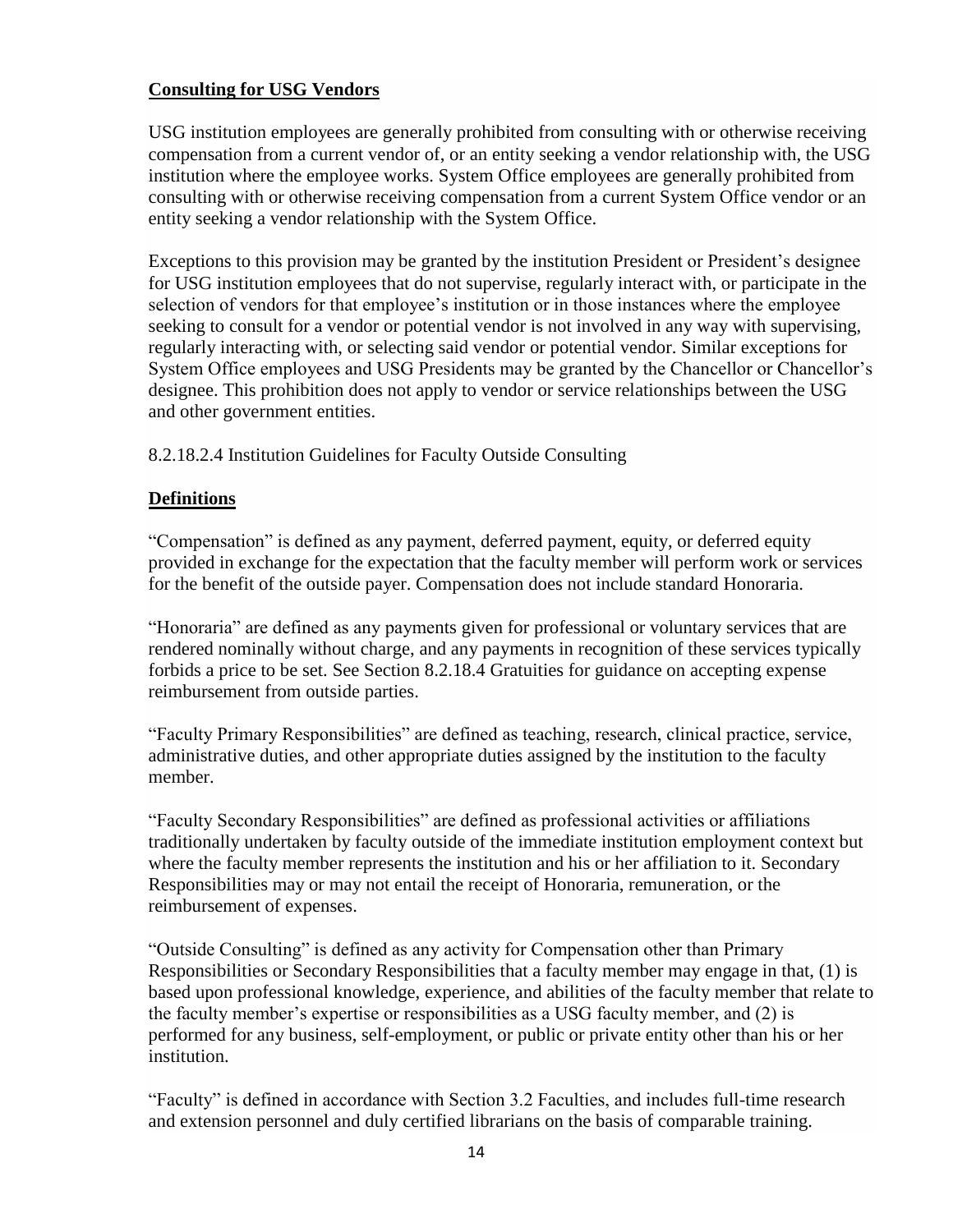**Consulting for USG Vendors**

USG institution employees are generally prohibited from consulting with or otherwise receiving compensation from a current vendor of, or an entity seeking a vendor relationship with, the USG institution where the employee works. System Office employees are generally prohibited from consulting with or otherwise receiving compensation from a current System Office vendor or an entity seeking a vendor relationship with the System Office.

Exceptions to this provision may be granted by the institution President or President's designee for USG institution employees that do not supervise, regularly interact with, or participate in the selection of vendors for that employee's institution or in those instances where the employee seeking to consult for a vendor or potential vendor is not involved in any way with supervising, regularly interacting with, or selecting said vendor or potential vendor. Similar exceptions for System Office employees and USG Presidents may be granted by the Chancellor or Chancellor's designee. This prohibition does not apply to vendor or service relationships between the USG and other government entities.

8.2.18.2.4 Institution Guidelines for Faculty Outside Consulting

**Definitions**

"Compensation" is defined as any payment, deferred payment, equity, or deferred equity provided in exchange for the expectation that the faculty member will perform work or services for the benefit of the outside payer. Compensation does not include standard Honoraria.

"Honoraria" are defined as any payments given for professional or voluntary services that are rendered nominally without charge, and any payments in recognition of these services typically forbids a price to be set. See Section 8.2.18.4 Gratuities for guidance on accepting expense reimbursement from outside parties.

"Faculty Primary Responsibilities" are defined as teaching, research, clinical practice, service, administrative duties, and other appropriate duties assigned by the institution to the faculty member.

"Faculty Secondary Responsibilities" are defined as professional activities or affiliations traditionally undertaken by faculty outside of the immediate institution employment context but where the faculty member represents the institution and his or her affiliation to it. Secondary Responsibilities may or may not entail the receipt of Honoraria, remuneration, or the reimbursement of expenses.

"Outside Consulting" is defined as any activity for Compensation other than Primary Responsibilities or Secondary Responsibilities that a faculty member may engage in that, (1) is based upon professional knowledge, experience, and abilities of the faculty member that relate to the faculty member's expertise or responsibilities as a USG faculty member, and (2) is performed for any business, self-employment, or public or private entity other than his or her institution.

"Faculty" is defined in accordance with Section 3.2 Faculties, and includes full-time research and extension personnel and duly certified librarians on the basis of comparable training.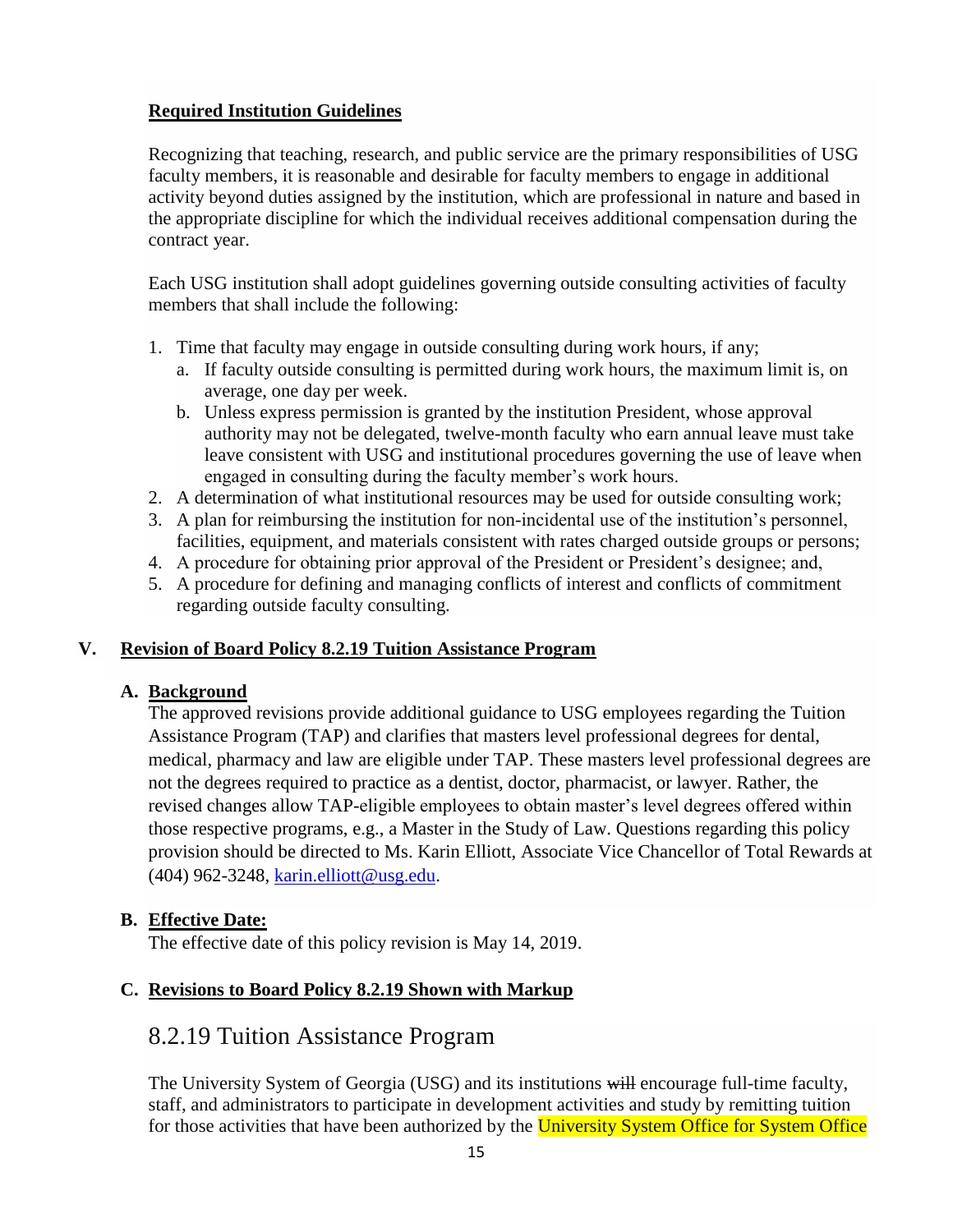**Required Institution Guidelines**

Recognizing that teaching, research, and public service are the primary responsibilities of USG faculty members, it is reasonable and desirable for faculty members to engage in additional activity beyond duties assigned by the institution, which are professional in nature and based in the appropriate discipline for which the individual receives additional compensation during the contract year.

Each USG institution shall adopt guidelines governing outside consulting activities of faculty members that shall include the following:

1. Time that faculty may engage in outside consulting during work hours, if any;
   a. If faculty outside consulting is permitted during work hours, the maximum limit is, on average, one day per week.
   b. Unless express permission is granted by the institution President, whose approval authority may not be delegated, twelve-month faculty who earn annual leave must take leave consistent with USG and institutional procedures governing the use of leave when engaged in consulting during the faculty member's work hours.
2. A determination of what institutional resources may be used for outside consulting work;
3. A plan for reimbursing the institution for non-incidental use of the institution's personnel, facilities, equipment, and materials consistent with rates charged outside groups or persons;
4. A procedure for obtaining prior approval of the President or President's designee; and,
5. A procedure for defining and managing conflicts of interest and conflicts of commitment regarding outside faculty consulting.

## V. Revision of Board Policy 8.2.19 Tuition Assistance Program

### A. Background

The approved revisions provide additional guidance to USG employees regarding the Tuition Assistance Program (TAP) and clarifies that masters level professional degrees for dental, medical, pharmacy and law are eligible under TAP. These masters level professional degrees are not the degrees required to practice as a dentist, doctor, pharmacist, or lawyer. Rather, the revised changes allow TAP-eligible employees to obtain master's level degrees offered within those respective programs, e.g., a Master in the Study of Law. Questions regarding this policy provision should be directed to Ms. Karin Elliott, Associate Vice Chancellor of Total Rewards at (404) 962-3248, karin.elliott@usg.edu.

### B. Effective Date:

The effective date of this policy revision is May 14, 2019.

### C. Revisions to Board Policy 8.2.19 Shown with Markup

## 8.2.19 Tuition Assistance Program

The University System of Georgia (USG) and its institutions ~~will~~ encourage full-time faculty, staff, and administrators to participate in development activities and study by remitting tuition for those activities that have been authorized by the University System Office for System Office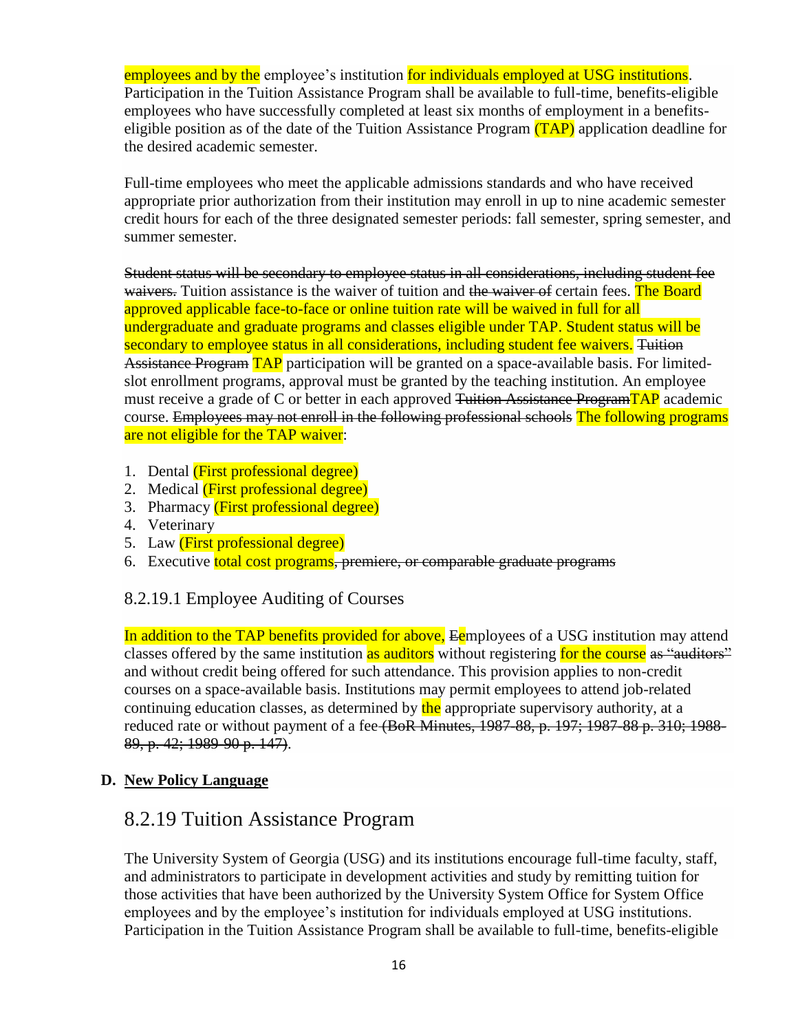employees and by the employee's institution for individuals employed at USG institutions. Participation in the Tuition Assistance Program shall be available to full-time, benefits-eligible employees who have successfully completed at least six months of employment in a benefits-eligible position as of the date of the Tuition Assistance Program (TAP) application deadline for the desired academic semester.

Full-time employees who meet the applicable admissions standards and who have received appropriate prior authorization from their institution may enroll in up to nine academic semester credit hours for each of the three designated semester periods: fall semester, spring semester, and summer semester.

~~Student status will be secondary to employee status in all considerations, including student fee waivers.~~ Tuition assistance is the waiver of tuition and ~~the waiver of~~ certain fees. The Board approved applicable face-to-face or online tuition rate will be waived in full for all undergraduate and graduate programs and classes eligible under TAP. Student status will be secondary to employee status in all considerations, including student fee waivers. ~~Tuition Assistance Program~~ TAP participation will be granted on a space-available basis. For limited-slot enrollment programs, approval must be granted by the teaching institution. An employee must receive a grade of C or better in each approved ~~Tuition Assistance Program~~TAP academic course. ~~Employees may not enroll in the following professional schools~~ The following programs are not eligible for the TAP waiver:

1. Dental (First professional degree)
2. Medical (First professional degree)
3. Pharmacy (First professional degree)
4. Veterinary
5. Law (First professional degree)
6. Executive total cost programs~~, premiere, or comparable graduate programs~~

### 8.2.19.1 Employee Auditing of Courses

In addition to the TAP benefits provided for above, ~~E~~employees of a USG institution may attend classes offered by the same institution as auditors without registering for the course ~~as "auditors"~~ and without credit being offered for such attendance. This provision applies to non-credit courses on a space-available basis. Institutions may permit employees to attend job-related continuing education classes, as determined by the appropriate supervisory authority, at a reduced rate or without payment of a fee ~~(BoR Minutes, 1987-88, p. 197; 1987-88 p. 310; 1988-89, p. 42; 1989-90 p. 147)~~.

**D. <u>New Policy Language</u>**

## 8.2.19 Tuition Assistance Program

The University System of Georgia (USG) and its institutions encourage full-time faculty, staff, and administrators to participate in development activities and study by remitting tuition for those activities that have been authorized by the University System Office for System Office employees and by the employee's institution for individuals employed at USG institutions. Participation in the Tuition Assistance Program shall be available to full-time, benefits-eligible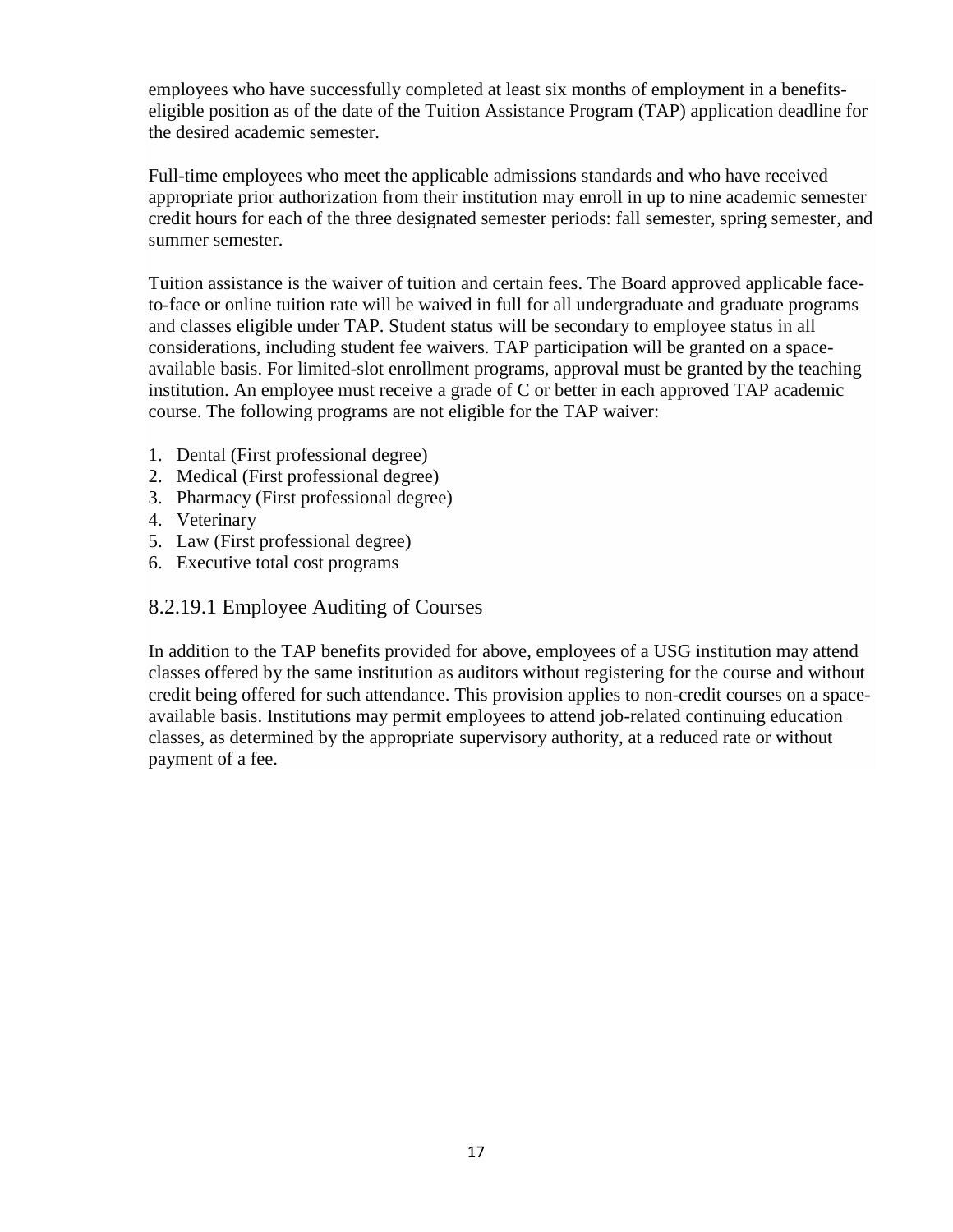employees who have successfully completed at least six months of employment in a benefits-eligible position as of the date of the Tuition Assistance Program (TAP) application deadline for the desired academic semester.

Full-time employees who meet the applicable admissions standards and who have received appropriate prior authorization from their institution may enroll in up to nine academic semester credit hours for each of the three designated semester periods: fall semester, spring semester, and summer semester.

Tuition assistance is the waiver of tuition and certain fees. The Board approved applicable face-to-face or online tuition rate will be waived in full for all undergraduate and graduate programs and classes eligible under TAP. Student status will be secondary to employee status in all considerations, including student fee waivers. TAP participation will be granted on a space-available basis. For limited-slot enrollment programs, approval must be granted by the teaching institution. An employee must receive a grade of C or better in each approved TAP academic course. The following programs are not eligible for the TAP waiver:

1. Dental (First professional degree)
2. Medical (First professional degree)
3. Pharmacy (First professional degree)
4. Veterinary
5. Law (First professional degree)
6. Executive total cost programs

## 8.2.19.1 Employee Auditing of Courses

In addition to the TAP benefits provided for above, employees of a USG institution may attend classes offered by the same institution as auditors without registering for the course and without credit being offered for such attendance. This provision applies to non-credit courses on a space-available basis. Institutions may permit employees to attend job-related continuing education classes, as determined by the appropriate supervisory authority, at a reduced rate or without payment of a fee.